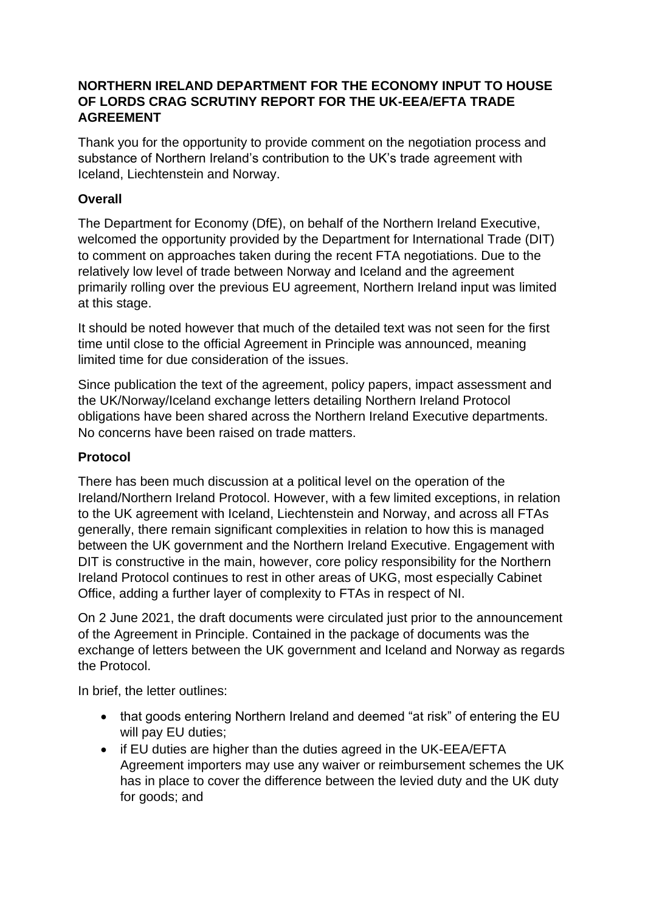**NORTHERN IRELAND DEPARTMENT FOR THE ECONOMY INPUT TO HOUSE OF LORDS CRAG SCRUTINY REPORT FOR THE UK-EEA/EFTA TRADE AGREEMENT**

Thank you for the opportunity to provide comment on the negotiation process and substance of Northern Ireland's contribution to the UK's trade agreement with Iceland, Liechtenstein and Norway.

**Overall**

The Department for Economy (DfE), on behalf of the Northern Ireland Executive, welcomed the opportunity provided by the Department for International Trade (DIT) to comment on approaches taken during the recent FTA negotiations. Due to the relatively low level of trade between Norway and Iceland and the agreement primarily rolling over the previous EU agreement, Northern Ireland input was limited at this stage.

It should be noted however that much of the detailed text was not seen for the first time until close to the official Agreement in Principle was announced, meaning limited time for due consideration of the issues.

Since publication the text of the agreement, policy papers, impact assessment and the UK/Norway/Iceland exchange letters detailing Northern Ireland Protocol obligations have been shared across the Northern Ireland Executive departments. No concerns have been raised on trade matters.

**Protocol**

There has been much discussion at a political level on the operation of the Ireland/Northern Ireland Protocol. However, with a few limited exceptions, in relation to the UK agreement with Iceland, Liechtenstein and Norway, and across all FTAs generally, there remain significant complexities in relation to how this is managed between the UK government and the Northern Ireland Executive. Engagement with DIT is constructive in the main, however, core policy responsibility for the Northern Ireland Protocol continues to rest in other areas of UKG, most especially Cabinet Office, adding a further layer of complexity to FTAs in respect of NI.

On 2 June 2021, the draft documents were circulated just prior to the announcement of the Agreement in Principle. Contained in the package of documents was the exchange of letters between the UK government and Iceland and Norway as regards the Protocol.

In brief, the letter outlines:

- that goods entering Northern Ireland and deemed "at risk" of entering the EU will pay EU duties;
- if EU duties are higher than the duties agreed in the UK-EEA/EFTA Agreement importers may use any waiver or reimbursement schemes the UK has in place to cover the difference between the levied duty and the UK duty for goods; and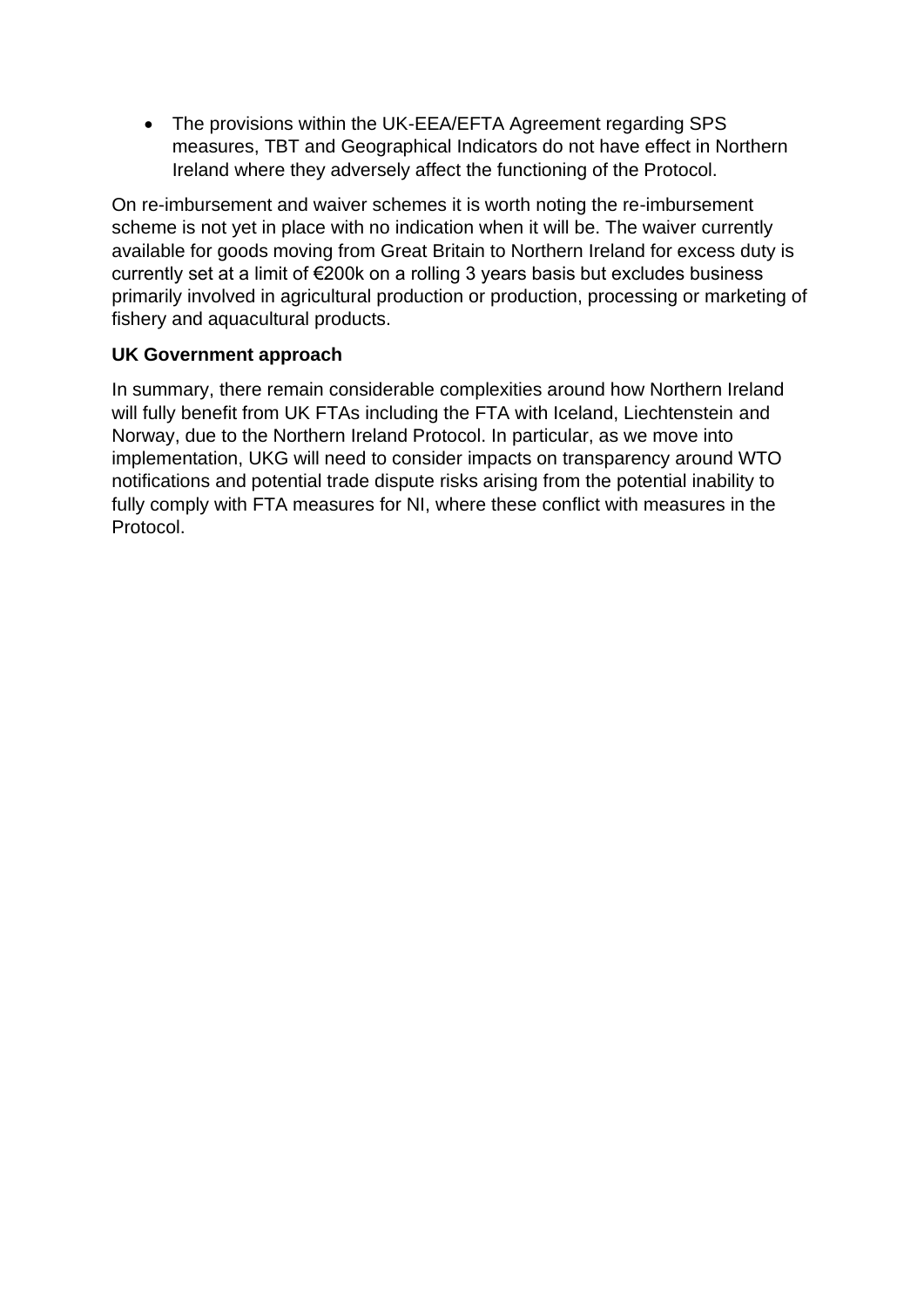- The provisions within the UK-EEA/EFTA Agreement regarding SPS measures, TBT and Geographical Indicators do not have effect in Northern Ireland where they adversely affect the functioning of the Protocol.

On re-imbursement and waiver schemes it is worth noting the re-imbursement scheme is not yet in place with no indication when it will be. The waiver currently available for goods moving from Great Britain to Northern Ireland for excess duty is currently set at a limit of €200k on a rolling 3 years basis but excludes business primarily involved in agricultural production or production, processing or marketing of fishery and aquacultural products.

**UK Government approach**

In summary, there remain considerable complexities around how Northern Ireland will fully benefit from UK FTAs including the FTA with Iceland, Liechtenstein and Norway, due to the Northern Ireland Protocol. In particular, as we move into implementation, UKG will need to consider impacts on transparency around WTO notifications and potential trade dispute risks arising from the potential inability to fully comply with FTA measures for NI, where these conflict with measures in the Protocol.